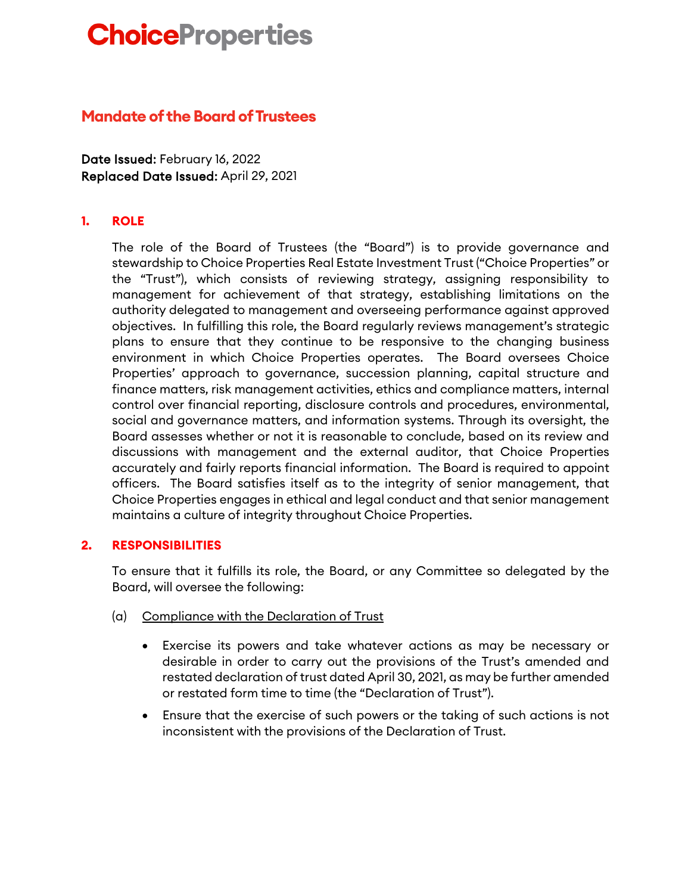# ChoiceProperties

## Mandate of the Board of Trustees

**Date Issued:** February 16, 2022
**Replaced Date Issued:** April 29, 2021

### 1. ROLE

The role of the Board of Trustees (the "Board") is to provide governance and stewardship to Choice Properties Real Estate Investment Trust ("Choice Properties" or the "Trust"), which consists of reviewing strategy, assigning responsibility to management for achievement of that strategy, establishing limitations on the authority delegated to management and overseeing performance against approved objectives. In fulfilling this role, the Board regularly reviews management's strategic plans to ensure that they continue to be responsive to the changing business environment in which Choice Properties operates. The Board oversees Choice Properties' approach to governance, succession planning, capital structure and finance matters, risk management activities, ethics and compliance matters, internal control over financial reporting, disclosure controls and procedures, environmental, social and governance matters, and information systems. Through its oversight, the Board assesses whether or not it is reasonable to conclude, based on its review and discussions with management and the external auditor, that Choice Properties accurately and fairly reports financial information. The Board is required to appoint officers. The Board satisfies itself as to the integrity of senior management, that Choice Properties engages in ethical and legal conduct and that senior management maintains a culture of integrity throughout Choice Properties.

### 2. RESPONSIBILITIES

To ensure that it fulfills its role, the Board, or any Committee so delegated by the Board, will oversee the following:

(a) Compliance with the Declaration of Trust

- Exercise its powers and take whatever actions as may be necessary or desirable in order to carry out the provisions of the Trust's amended and restated declaration of trust dated April 30, 2021, as may be further amended or restated form time to time (the "Declaration of Trust").
- Ensure that the exercise of such powers or the taking of such actions is not inconsistent with the provisions of the Declaration of Trust.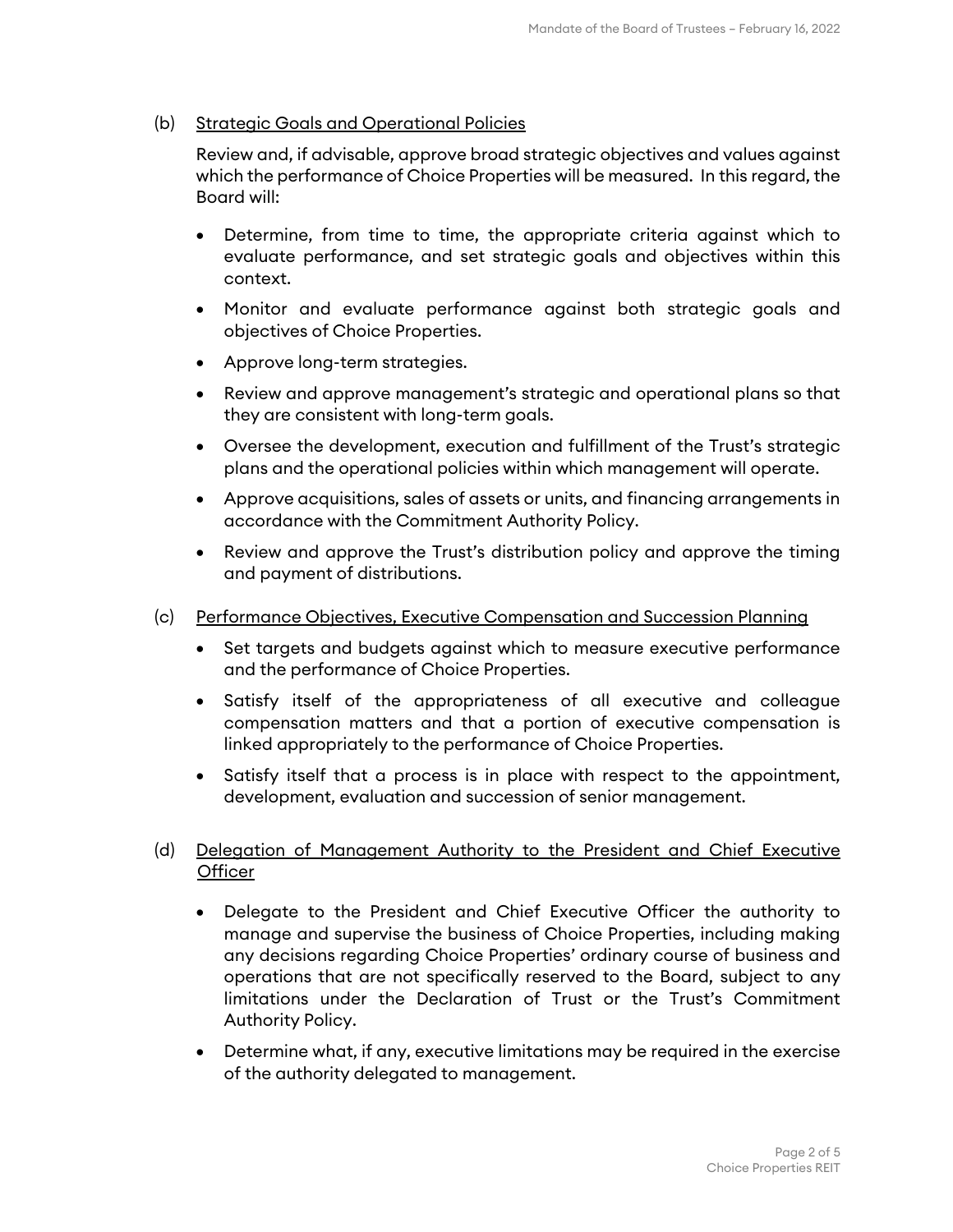(b) Strategic Goals and Operational Policies

Review and, if advisable, approve broad strategic objectives and values against which the performance of Choice Properties will be measured. In this regard, the Board will:

- Determine, from time to time, the appropriate criteria against which to evaluate performance, and set strategic goals and objectives within this context.
- Monitor and evaluate performance against both strategic goals and objectives of Choice Properties.
- Approve long-term strategies.
- Review and approve management's strategic and operational plans so that they are consistent with long-term goals.
- Oversee the development, execution and fulfillment of the Trust's strategic plans and the operational policies within which management will operate.
- Approve acquisitions, sales of assets or units, and financing arrangements in accordance with the Commitment Authority Policy.
- Review and approve the Trust's distribution policy and approve the timing and payment of distributions.

(c) Performance Objectives, Executive Compensation and Succession Planning

- Set targets and budgets against which to measure executive performance and the performance of Choice Properties.
- Satisfy itself of the appropriateness of all executive and colleague compensation matters and that a portion of executive compensation is linked appropriately to the performance of Choice Properties.
- Satisfy itself that a process is in place with respect to the appointment, development, evaluation and succession of senior management.

(d) Delegation of Management Authority to the President and Chief Executive Officer

- Delegate to the President and Chief Executive Officer the authority to manage and supervise the business of Choice Properties, including making any decisions regarding Choice Properties' ordinary course of business and operations that are not specifically reserved to the Board, subject to any limitations under the Declaration of Trust or the Trust's Commitment Authority Policy.
- Determine what, if any, executive limitations may be required in the exercise of the authority delegated to management.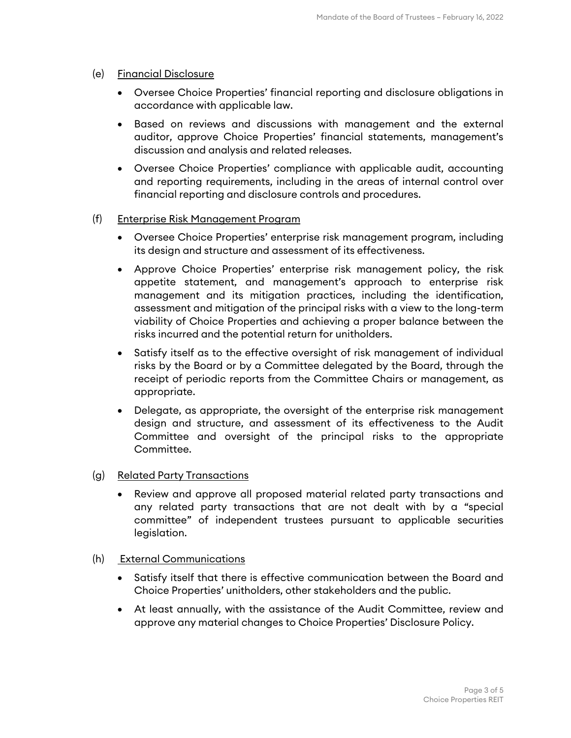(e) Financial Disclosure

- Oversee Choice Properties' financial reporting and disclosure obligations in accordance with applicable law.
- Based on reviews and discussions with management and the external auditor, approve Choice Properties' financial statements, management's discussion and analysis and related releases.
- Oversee Choice Properties' compliance with applicable audit, accounting and reporting requirements, including in the areas of internal control over financial reporting and disclosure controls and procedures.

(f) Enterprise Risk Management Program

- Oversee Choice Properties' enterprise risk management program, including its design and structure and assessment of its effectiveness.
- Approve Choice Properties' enterprise risk management policy, the risk appetite statement, and management's approach to enterprise risk management and its mitigation practices, including the identification, assessment and mitigation of the principal risks with a view to the long-term viability of Choice Properties and achieving a proper balance between the risks incurred and the potential return for unitholders.
- Satisfy itself as to the effective oversight of risk management of individual risks by the Board or by a Committee delegated by the Board, through the receipt of periodic reports from the Committee Chairs or management, as appropriate.
- Delegate, as appropriate, the oversight of the enterprise risk management design and structure, and assessment of its effectiveness to the Audit Committee and oversight of the principal risks to the appropriate Committee.

(g) Related Party Transactions

- Review and approve all proposed material related party transactions and any related party transactions that are not dealt with by a "special committee" of independent trustees pursuant to applicable securities legislation.

(h) External Communications

- Satisfy itself that there is effective communication between the Board and Choice Properties' unitholders, other stakeholders and the public.
- At least annually, with the assistance of the Audit Committee, review and approve any material changes to Choice Properties' Disclosure Policy.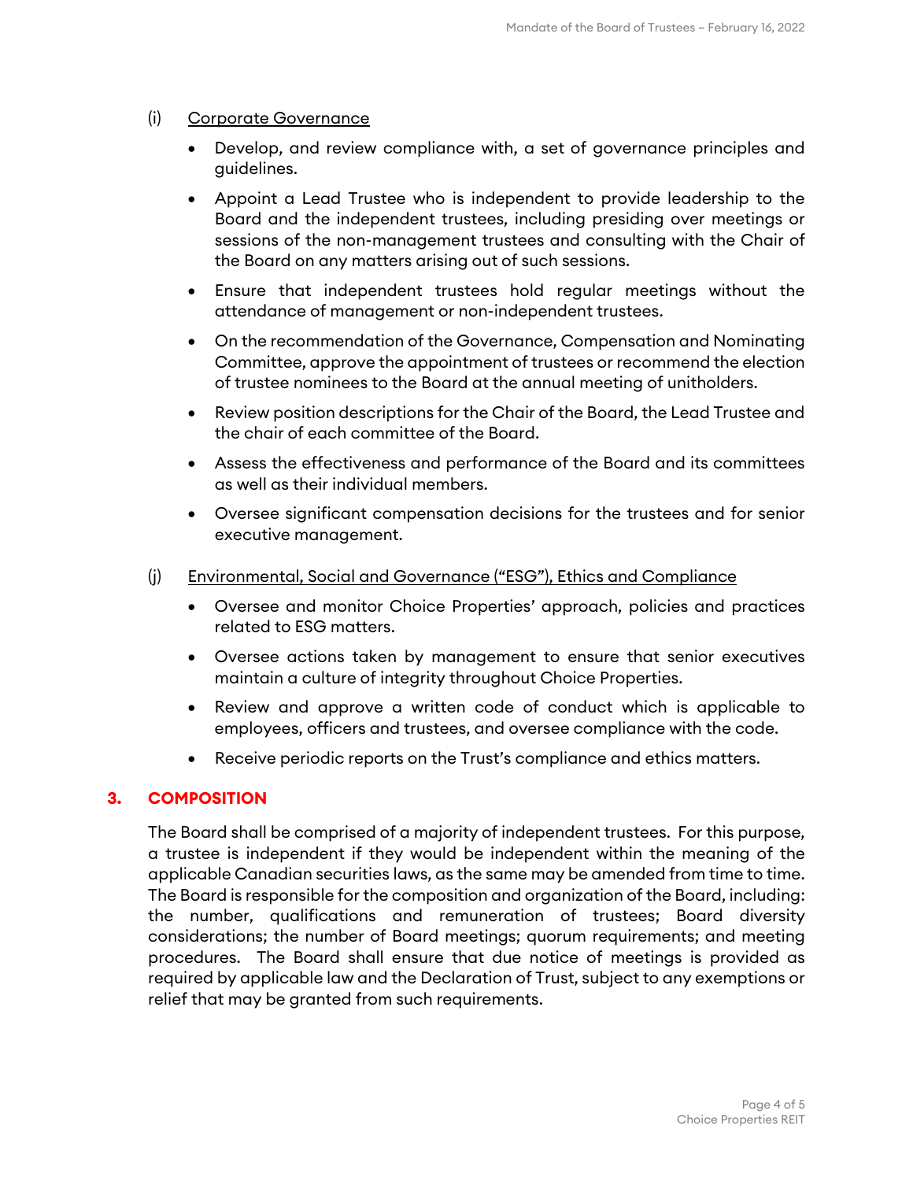(i) <u>Corporate Governance</u>

- Develop, and review compliance with, a set of governance principles and guidelines.
- Appoint a Lead Trustee who is independent to provide leadership to the Board and the independent trustees, including presiding over meetings or sessions of the non-management trustees and consulting with the Chair of the Board on any matters arising out of such sessions.
- Ensure that independent trustees hold regular meetings without the attendance of management or non-independent trustees.
- On the recommendation of the Governance, Compensation and Nominating Committee, approve the appointment of trustees or recommend the election of trustee nominees to the Board at the annual meeting of unitholders.
- Review position descriptions for the Chair of the Board, the Lead Trustee and the chair of each committee of the Board.
- Assess the effectiveness and performance of the Board and its committees as well as their individual members.
- Oversee significant compensation decisions for the trustees and for senior executive management.

(j) <u>Environmental, Social and Governance ("ESG"), Ethics and Compliance</u>

- Oversee and monitor Choice Properties' approach, policies and practices related to ESG matters.
- Oversee actions taken by management to ensure that senior executives maintain a culture of integrity throughout Choice Properties.
- Review and approve a written code of conduct which is applicable to employees, officers and trustees, and oversee compliance with the code.
- Receive periodic reports on the Trust's compliance and ethics matters.

## 3. COMPOSITION

The Board shall be comprised of a majority of independent trustees. For this purpose, a trustee is independent if they would be independent within the meaning of the applicable Canadian securities laws, as the same may be amended from time to time. The Board is responsible for the composition and organization of the Board, including: the number, qualifications and remuneration of trustees; Board diversity considerations; the number of Board meetings; quorum requirements; and meeting procedures. The Board shall ensure that due notice of meetings is provided as required by applicable law and the Declaration of Trust, subject to any exemptions or relief that may be granted from such requirements.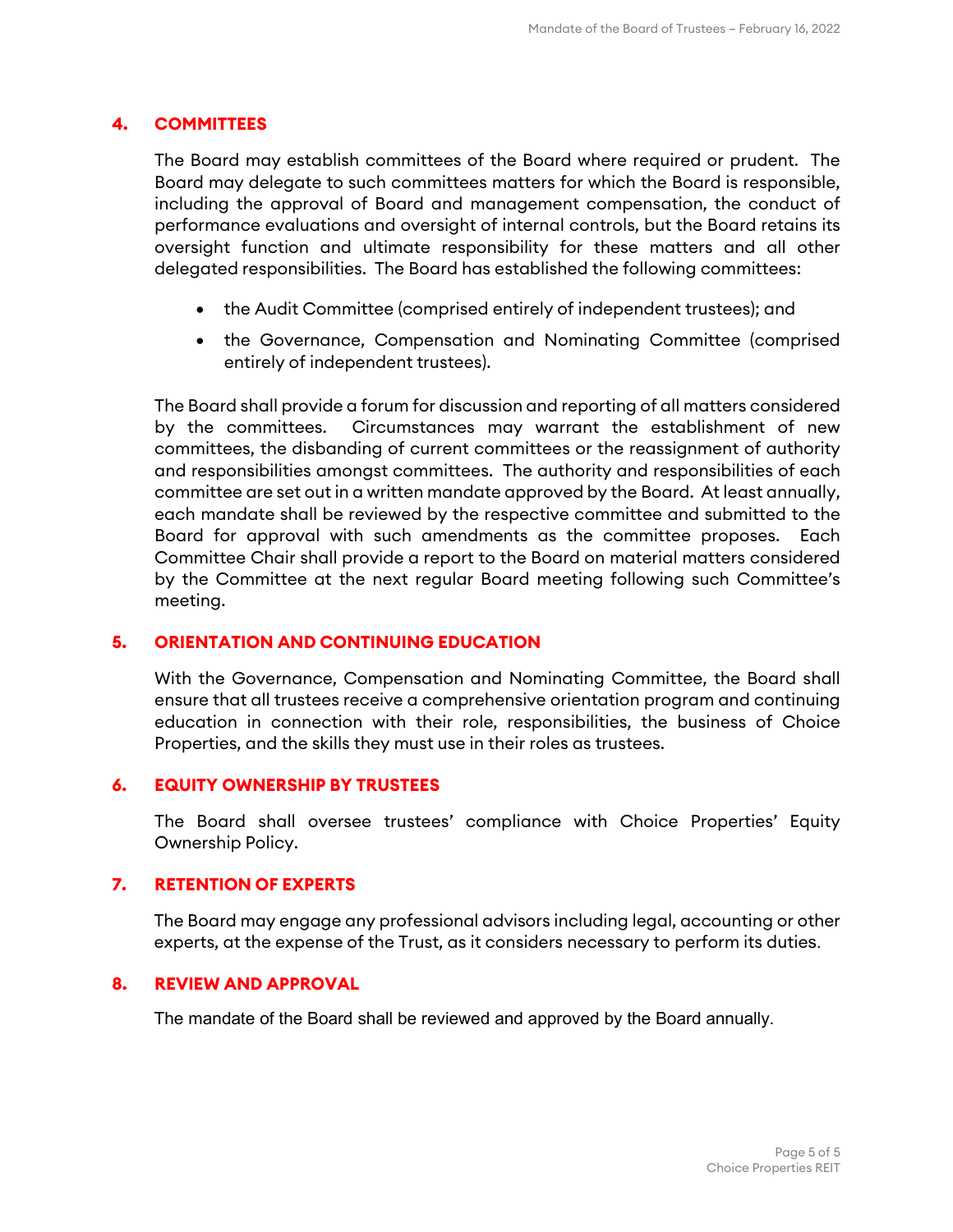## 4. COMMITTEES

The Board may establish committees of the Board where required or prudent. The Board may delegate to such committees matters for which the Board is responsible, including the approval of Board and management compensation, the conduct of performance evaluations and oversight of internal controls, but the Board retains its oversight function and ultimate responsibility for these matters and all other delegated responsibilities. The Board has established the following committees:

- the Audit Committee (comprised entirely of independent trustees); and
- the Governance, Compensation and Nominating Committee (comprised entirely of independent trustees).

The Board shall provide a forum for discussion and reporting of all matters considered by the committees. Circumstances may warrant the establishment of new committees, the disbanding of current committees or the reassignment of authority and responsibilities amongst committees. The authority and responsibilities of each committee are set out in a written mandate approved by the Board. At least annually, each mandate shall be reviewed by the respective committee and submitted to the Board for approval with such amendments as the committee proposes. Each Committee Chair shall provide a report to the Board on material matters considered by the Committee at the next regular Board meeting following such Committee's meeting.

## 5. ORIENTATION AND CONTINUING EDUCATION

With the Governance, Compensation and Nominating Committee, the Board shall ensure that all trustees receive a comprehensive orientation program and continuing education in connection with their role, responsibilities, the business of Choice Properties, and the skills they must use in their roles as trustees.

## 6. EQUITY OWNERSHIP BY TRUSTEES

The Board shall oversee trustees' compliance with Choice Properties' Equity Ownership Policy.

## 7. RETENTION OF EXPERTS

The Board may engage any professional advisors including legal, accounting or other experts, at the expense of the Trust, as it considers necessary to perform its duties.

## 8. REVIEW AND APPROVAL

The mandate of the Board shall be reviewed and approved by the Board annually.